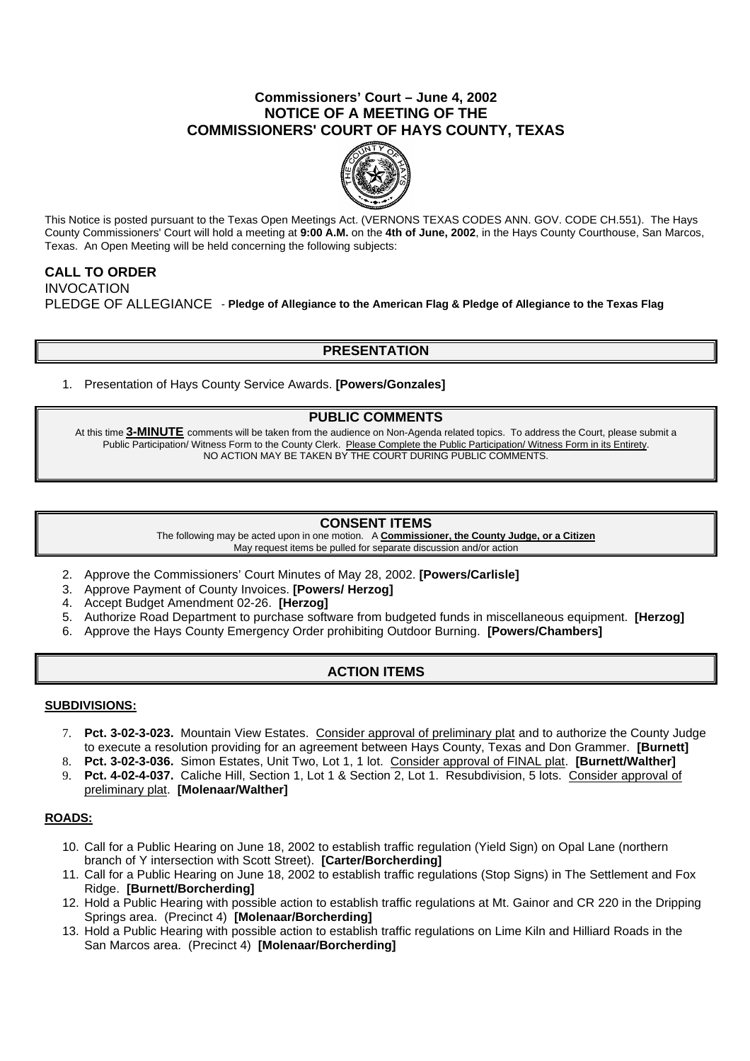# Commissioners' Court – June 4, 2002
# NOTICE OF A MEETING OF THE COMMISSIONERS' COURT OF HAYS COUNTY, TEXAS

This Notice is posted pursuant to the Texas Open Meetings Act. (VERNONS TEXAS CODES ANN. GOV. CODE CH.551). The Hays County Commissioners' Court will hold a meeting at **9:00 A.M.** on the **4th of June, 2002**, in the Hays County Courthouse, San Marcos, Texas. An Open Meeting will be held concerning the following subjects:

**CALL TO ORDER**
INVOCATION
PLEDGE OF ALLEGIANCE - **Pledge of Allegiance to the American Flag & Pledge of Allegiance to the Texas Flag**

## PRESENTATION

1. Presentation of Hays County Service Awards. **[Powers/Gonzales]**

## PUBLIC COMMENTS

At this time **3-MINUTE** comments will be taken from the audience on Non-Agenda related topics. To address the Court, please submit a Public Participation/ Witness Form to the County Clerk. Please Complete the Public Participation/ Witness Form in its Entirety.
NO ACTION MAY BE TAKEN BY THE COURT DURING PUBLIC COMMENTS.

## CONSENT ITEMS

The following may be acted upon in one motion. A **Commissioner, the County Judge, or a Citizen** May request items be pulled for separate discussion and/or action

2. Approve the Commissioners' Court Minutes of May 28, 2002. **[Powers/Carlisle]**
3. Approve Payment of County Invoices. **[Powers/ Herzog]**
4. Accept Budget Amendment 02-26. **[Herzog]**
5. Authorize Road Department to purchase software from budgeted funds in miscellaneous equipment. **[Herzog]**
6. Approve the Hays County Emergency Order prohibiting Outdoor Burning. **[Powers/Chambers]**

## ACTION ITEMS

**SUBDIVISIONS:**

7. **Pct. 3-02-3-023.** Mountain View Estates. Consider approval of preliminary plat and to authorize the County Judge to execute a resolution providing for an agreement between Hays County, Texas and Don Grammer. **[Burnett]**
8. **Pct. 3-02-3-036.** Simon Estates, Unit Two, Lot 1, 1 lot. Consider approval of FINAL plat. **[Burnett/Walther]**
9. **Pct. 4-02-4-037.** Caliche Hill, Section 1, Lot 1 & Section 2, Lot 1. Resubdivision, 5 lots. Consider approval of preliminary plat. **[Molenaar/Walther]**

**ROADS:**

10. Call for a Public Hearing on June 18, 2002 to establish traffic regulation (Yield Sign) on Opal Lane (northern branch of Y intersection with Scott Street). **[Carter/Borcherding]**
11. Call for a Public Hearing on June 18, 2002 to establish traffic regulations (Stop Signs) in The Settlement and Fox Ridge. **[Burnett/Borcherding]**
12. Hold a Public Hearing with possible action to establish traffic regulations at Mt. Gainor and CR 220 in the Dripping Springs area. (Precinct 4) **[Molenaar/Borcherding]**
13. Hold a Public Hearing with possible action to establish traffic regulations on Lime Kiln and Hilliard Roads in the San Marcos area. (Precinct 4) **[Molenaar/Borcherding]**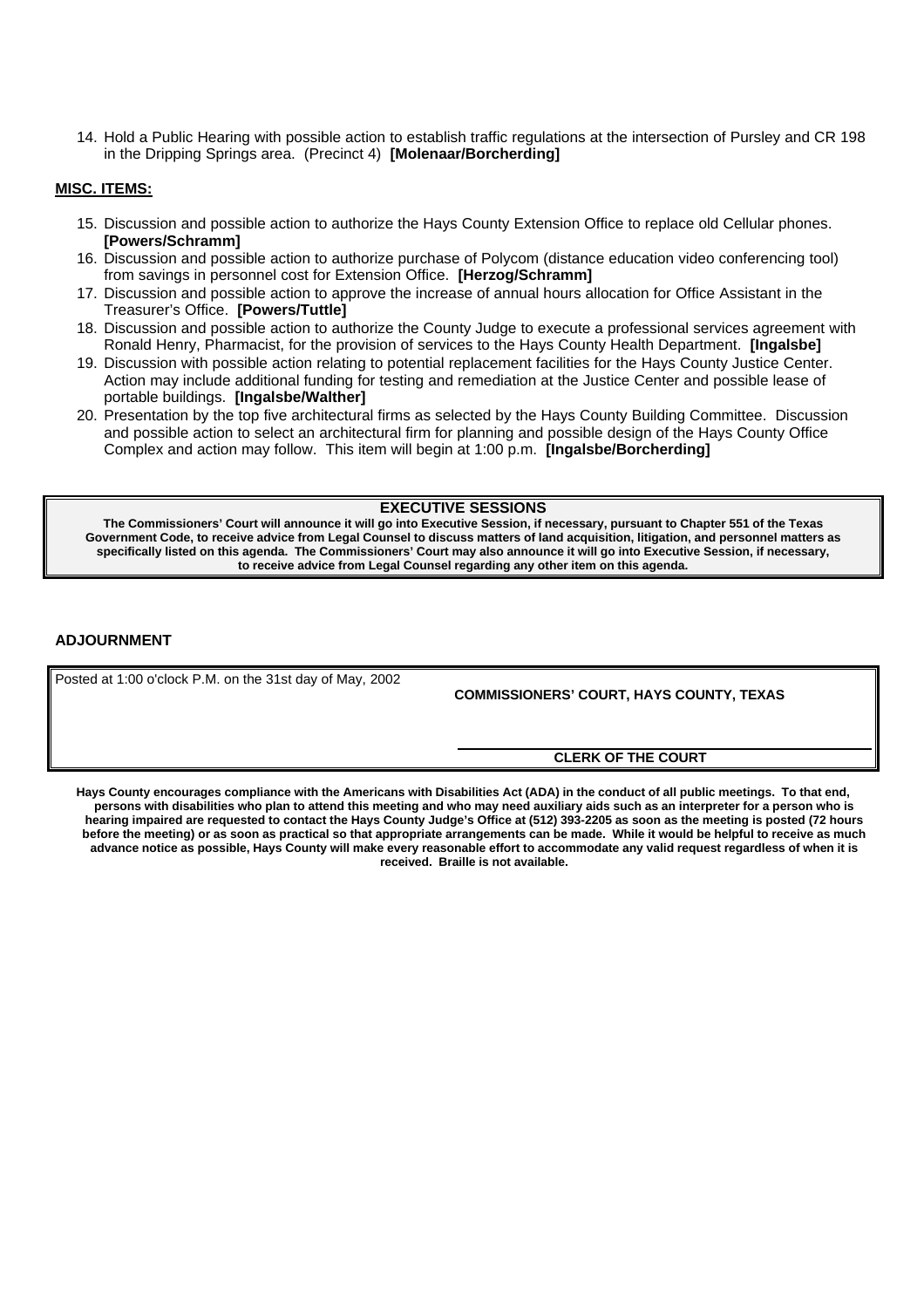14. Hold a Public Hearing with possible action to establish traffic regulations at the intersection of Pursley and CR 198 in the Dripping Springs area. (Precinct 4) **[Molenaar/Borcherding]**

**MISC. ITEMS:**

15. Discussion and possible action to authorize the Hays County Extension Office to replace old Cellular phones. **[Powers/Schramm]**
16. Discussion and possible action to authorize purchase of Polycom (distance education video conferencing tool) from savings in personnel cost for Extension Office. **[Herzog/Schramm]**
17. Discussion and possible action to approve the increase of annual hours allocation for Office Assistant in the Treasurer's Office. **[Powers/Tuttle]**
18. Discussion and possible action to authorize the County Judge to execute a professional services agreement with Ronald Henry, Pharmacist, for the provision of services to the Hays County Health Department. **[Ingalsbe]**
19. Discussion with possible action relating to potential replacement facilities for the Hays County Justice Center. Action may include additional funding for testing and remediation at the Justice Center and possible lease of portable buildings. **[Ingalsbe/Walther]**
20. Presentation by the top five architectural firms as selected by the Hays County Building Committee. Discussion and possible action to select an architectural firm for planning and possible design of the Hays County Office Complex and action may follow. This item will begin at 1:00 p.m. **[Ingalsbe/Borcherding]**

**EXECUTIVE SESSIONS**

**The Commissioners' Court will announce it will go into Executive Session, if necessary, pursuant to Chapter 551 of the Texas Government Code, to receive advice from Legal Counsel to discuss matters of land acquisition, litigation, and personnel matters as specifically listed on this agenda. The Commissioners' Court may also announce it will go into Executive Session, if necessary, to receive advice from Legal Counsel regarding any other item on this agenda.**

**ADJOURNMENT**

Posted at 1:00 o'clock P.M. on the 31st day of May, 2002

**COMMISSIONERS' COURT, HAYS COUNTY, TEXAS**

**CLERK OF THE COURT**

**Hays County encourages compliance with the Americans with Disabilities Act (ADA) in the conduct of all public meetings. To that end, persons with disabilities who plan to attend this meeting and who may need auxiliary aids such as an interpreter for a person who is hearing impaired are requested to contact the Hays County Judge's Office at (512) 393-2205 as soon as the meeting is posted (72 hours before the meeting) or as soon as practical so that appropriate arrangements can be made. While it would be helpful to receive as much advance notice as possible, Hays County will make every reasonable effort to accommodate any valid request regardless of when it is received. Braille is not available.**